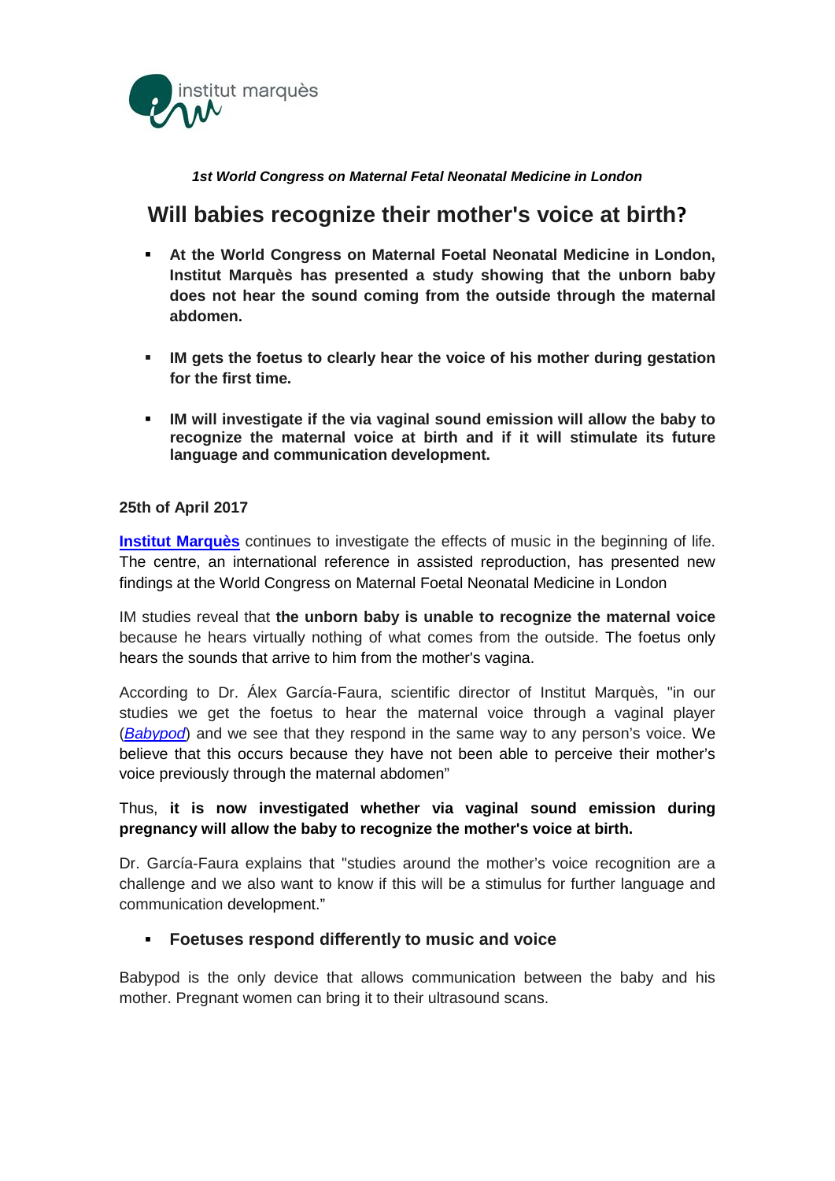*1st World Congress on Maternal Fetal Neonatal Medicine in London*

# Will babies recognize their mother's voice at birth?

- **At the World Congress on Maternal Foetal Neonatal Medicine in London, Institut Marquès has presented a study showing that the unborn baby does not hear the sound coming from the outside through the maternal abdomen.**

- **IM gets the foetus to clearly hear the voice of his mother during gestation for the first time.**

- **IM will investigate if the via vaginal sound emission will allow the baby to recognize the maternal voice at birth and if it will stimulate its future language and communication development.**

**25th of April 2017**

**Institut Marquès** continues to investigate the effects of music in the beginning of life. The centre, an international reference in assisted reproduction, has presented new findings at the World Congress on Maternal Foetal Neonatal Medicine in London

IM studies reveal that **the unborn baby is unable to recognize the maternal voice** because he hears virtually nothing of what comes from the outside. The foetus only hears the sounds that arrive to him from the mother's vagina.

According to Dr. Álex García-Faura, scientific director of Institut Marquès, "in our studies we get the foetus to hear the maternal voice through a vaginal player (*Babypod*) and we see that they respond in the same way to any person's voice. We believe that this occurs because they have not been able to perceive their mother's voice previously through the maternal abdomen"

Thus, **it is now investigated whether via vaginal sound emission during pregnancy will allow the baby to recognize the mother's voice at birth.**

Dr. García-Faura explains that "studies around the mother's voice recognition are a challenge and we also want to know if this will be a stimulus for further language and communication development."

- **Foetuses respond differently to music and voice**

Babypod is the only device that allows communication between the baby and his mother. Pregnant women can bring it to their ultrasound scans.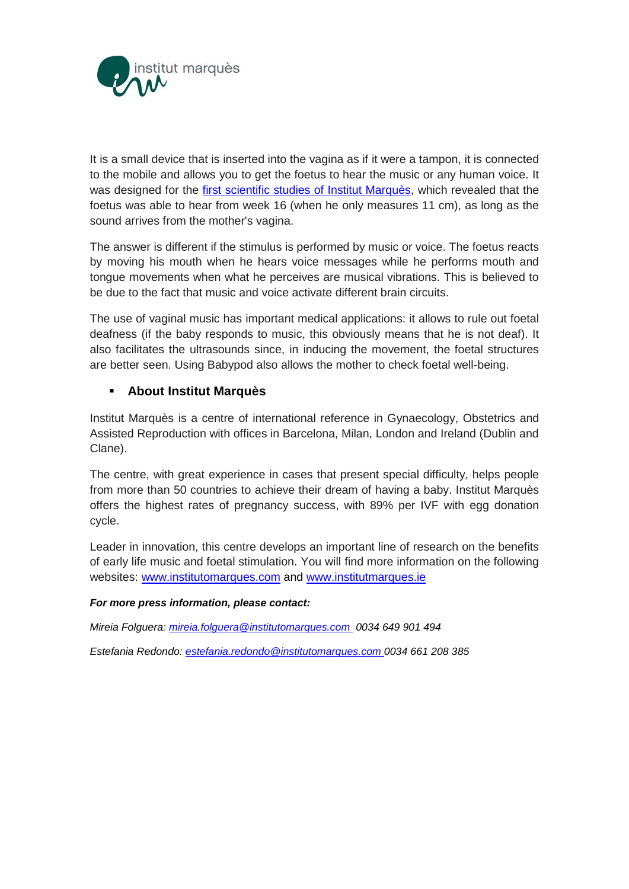It is a small device that is inserted into the vagina as if it were a tampon, it is connected to the mobile and allows you to get the foetus to hear the music or any human voice. It was designed for the first scientific studies of Institut Marquès, which revealed that the foetus was able to hear from week 16 (when he only measures 11 cm), as long as the sound arrives from the mother's vagina.

The answer is different if the stimulus is performed by music or voice. The foetus reacts by moving his mouth when he hears voice messages while he performs mouth and tongue movements when what he perceives are musical vibrations. This is believed to be due to the fact that music and voice activate different brain circuits.

The use of vaginal music has important medical applications: it allows to rule out foetal deafness (if the baby responds to music, this obviously means that he is not deaf). It also facilitates the ultrasounds since, in inducing the movement, the foetal structures are better seen. Using Babypod also allows the mother to check foetal well-being.

- **About Institut Marquès**

Institut Marquès is a centre of international reference in Gynaecology, Obstetrics and Assisted Reproduction with offices in Barcelona, Milan, London and Ireland (Dublin and Clane).

The centre, with great experience in cases that present special difficulty, helps people from more than 50 countries to achieve their dream of having a baby. Institut Marquès offers the highest rates of pregnancy success, with 89% per IVF with egg donation cycle.

Leader in innovation, this centre develops an important line of research on the benefits of early life music and foetal stimulation. You will find more information on the following websites: www.institutomarques.com and www.institutmarques.ie

***For more press information, please contact:***

*Mireia Folguera: mireia.folguera@institutomarques.com 0034 649 901 494*

*Estefania Redondo: estefania.redondo@institutomarques.com 0034 661 208 385*